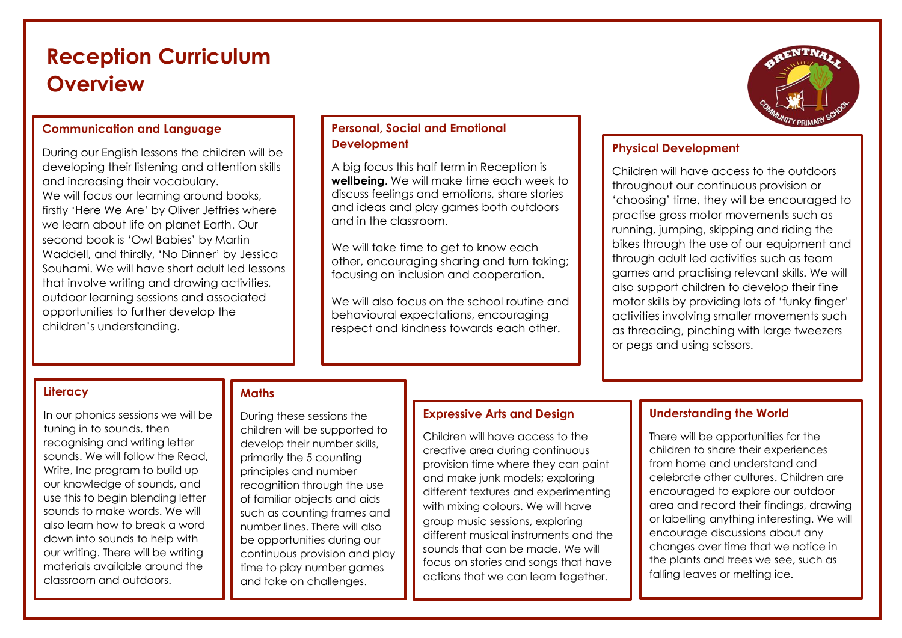# Reception Curriculum Overview

## Communication and Language

During our English lessons the children will be developing their listening and attention skills and increasing their vocabulary.
We will focus our learning around books, firstly 'Here We Are' by Oliver Jeffries where we learn about life on planet Earth. Our second book is 'Owl Babies' by Martin Waddell, and thirdly, 'No Dinner' by Jessica Souhami. We will have short adult led lessons that involve writing and drawing activities, outdoor learning sessions and associated opportunities to further develop the children's understanding.

## Personal, Social and Emotional Development

A big focus this half term in Reception is **wellbeing**. We will make time each week to discuss feelings and emotions, share stories and ideas and play games both outdoors and in the classroom.

We will take time to get to know each other, encouraging sharing and turn taking; focusing on inclusion and cooperation.

We will also focus on the school routine and behavioural expectations, encouraging respect and kindness towards each other.

## Physical Development

Children will have access to the outdoors throughout our continuous provision or 'choosing' time, they will be encouraged to practise gross motor movements such as running, jumping, skipping and riding the bikes through the use of our equipment and through adult led activities such as team games and practising relevant skills. We will also support children to develop their fine motor skills by providing lots of 'funky finger' activities involving smaller movements such as threading, pinching with large tweezers or pegs and using scissors.

## Literacy

In our phonics sessions we will be tuning in to sounds, then recognising and writing letter sounds. We will follow the Read, Write, Inc program to build up our knowledge of sounds, and use this to begin blending letter sounds to make words. We will also learn how to break a word down into sounds to help with our writing. There will be writing materials available around the classroom and outdoors.

## Maths

During these sessions the children will be supported to develop their number skills, primarily the 5 counting principles and number recognition through the use of familiar objects and aids such as counting frames and number lines. There will also be opportunities during our continuous provision and play time to play number games and take on challenges.

## Expressive Arts and Design

Children will have access to the creative area during continuous provision time where they can paint and make junk models; exploring different textures and experimenting with mixing colours. We will have group music sessions, exploring different musical instruments and the sounds that can be made. We will focus on stories and songs that have actions that we can learn together.

## Understanding the World

There will be opportunities for the children to share their experiences from home and understand and celebrate other cultures. Children are encouraged to explore our outdoor area and record their findings, drawing or labelling anything interesting. We will encourage discussions about any changes over time that we notice in the plants and trees we see, such as falling leaves or melting ice.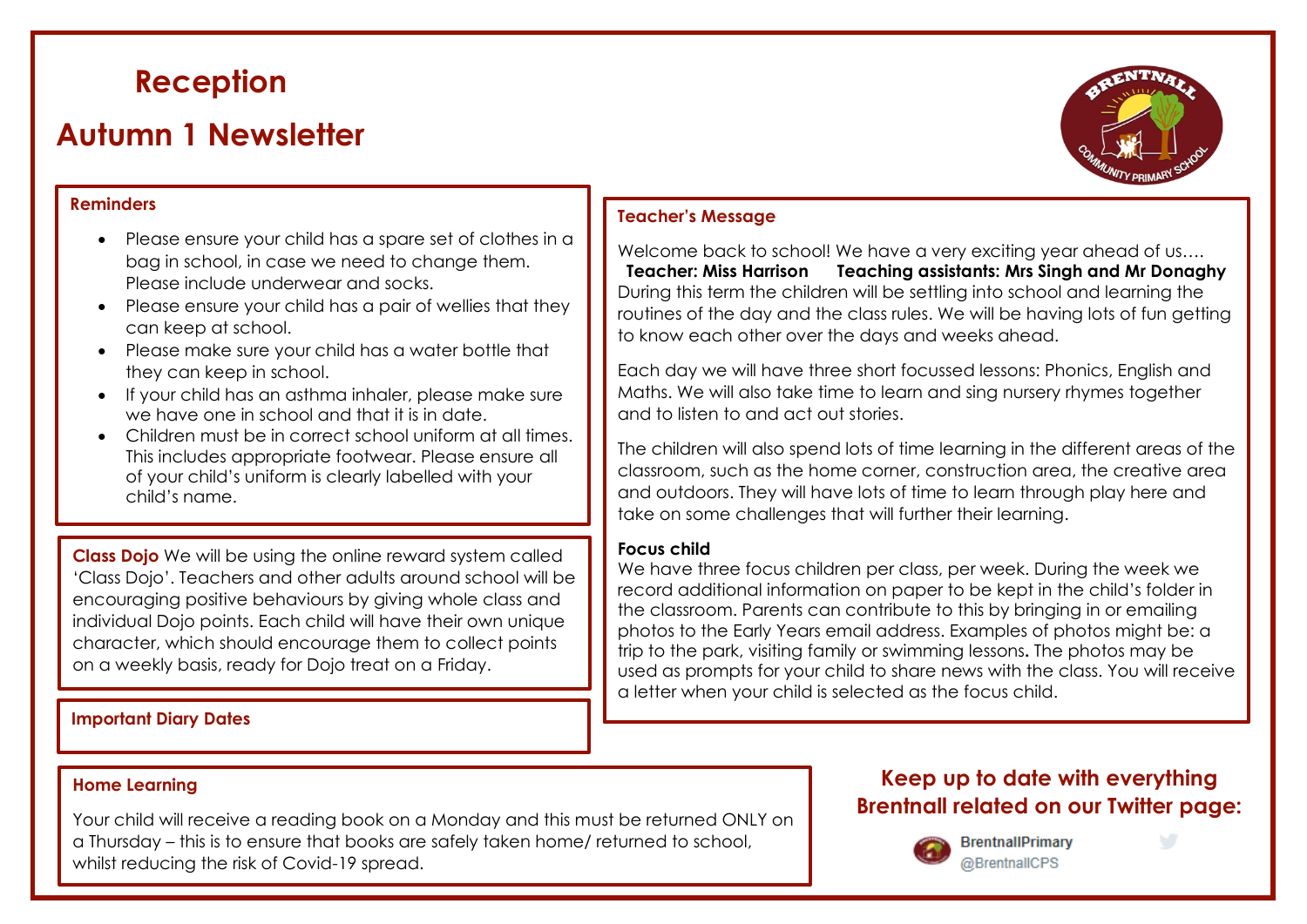# Reception

# Autumn 1 Newsletter

### Reminders

- Please ensure your child has a spare set of clothes in a bag in school, in case we need to change them. Please include underwear and socks.
- Please ensure your child has a pair of wellies that they can keep at school.
- Please make sure your child has a water bottle that they can keep in school.
- If your child has an asthma inhaler, please make sure we have one in school and that it is in date.
- Children must be in correct school uniform at all times. This includes appropriate footwear. Please ensure all of your child's uniform is clearly labelled with your child's name.

**Class Dojo** We will be using the online reward system called 'Class Dojo'. Teachers and other adults around school will be encouraging positive behaviours by giving whole class and individual Dojo points. Each child will have their own unique character, which should encourage them to collect points on a weekly basis, ready for Dojo treat on a Friday.

### Important Diary Dates

### Teacher's Message

Welcome back to school! We have a very exciting year ahead of us….

**Teacher: Miss Harrison** **Teaching assistants: Mrs Singh and Mr Donaghy**

During this term the children will be settling into school and learning the routines of the day and the class rules. We will be having lots of fun getting to know each other over the days and weeks ahead.

Each day we will have three short focussed lessons: Phonics, English and Maths. We will also take time to learn and sing nursery rhymes together and to listen to and act out stories.

The children will also spend lots of time learning in the different areas of the classroom, such as the home corner, construction area, the creative area and outdoors. They will have lots of time to learn through play here and take on some challenges that will further their learning.

**Focus child**

We have three focus children per class, per week. During the week we record additional information on paper to be kept in the child's folder in the classroom. Parents can contribute to this by bringing in or emailing photos to the Early Years email address. Examples of photos might be: a trip to the park, visiting family or swimming lessons. The photos may be used as prompts for your child to share news with the class. You will receive a letter when your child is selected as the focus child.

### Home Learning

Your child will receive a reading book on a Monday and this must be returned ONLY on a Thursday – this is to ensure that books are safely taken home/ returned to school, whilst reducing the risk of Covid-19 spread.

**Keep up to date with everything Brentnall related on our Twitter page:**

BrentnallPrimary
@BrentnallCPS